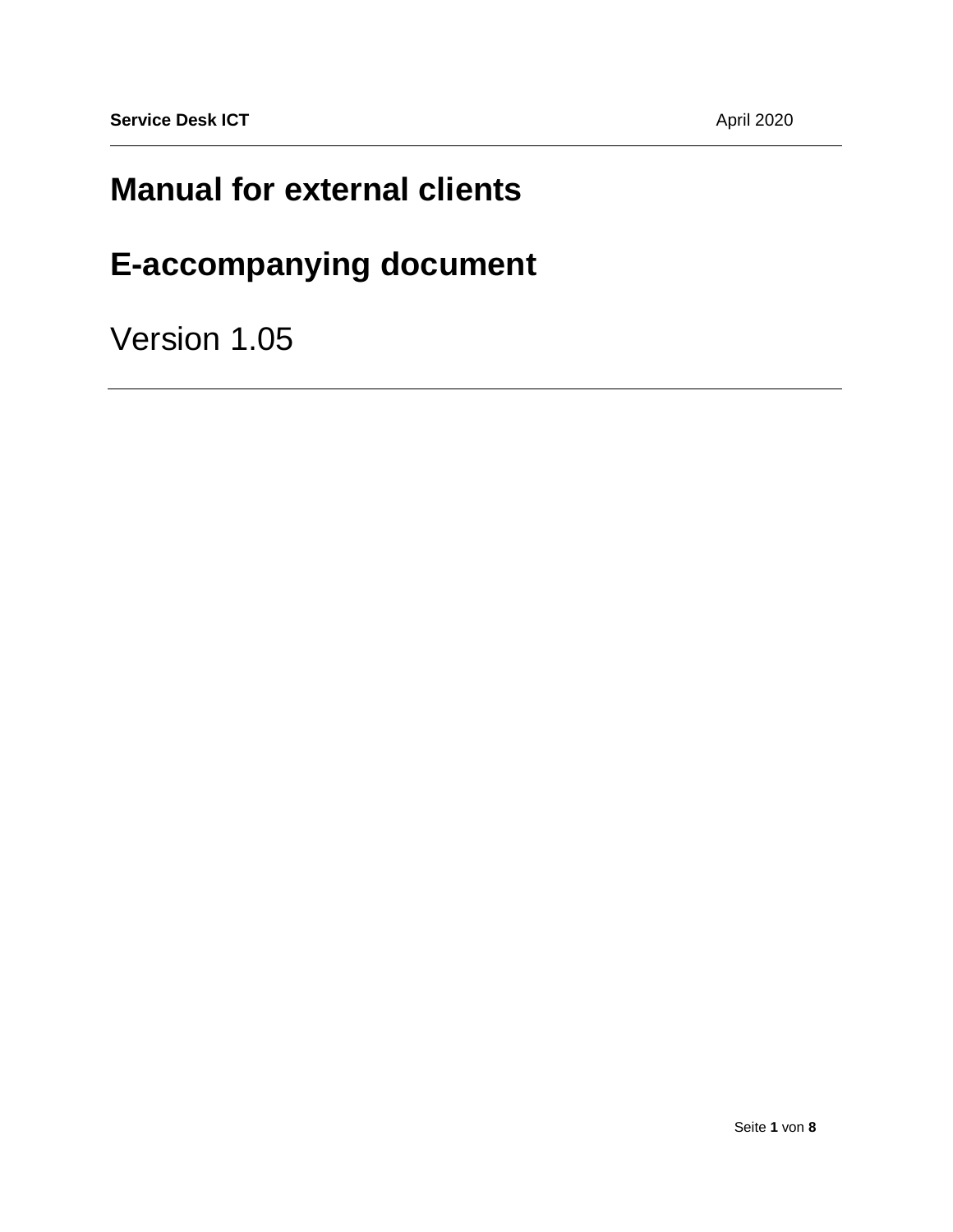**Service Desk ICT** April 2020

# Manual for external clients

# E-accompanying document

Version 1.05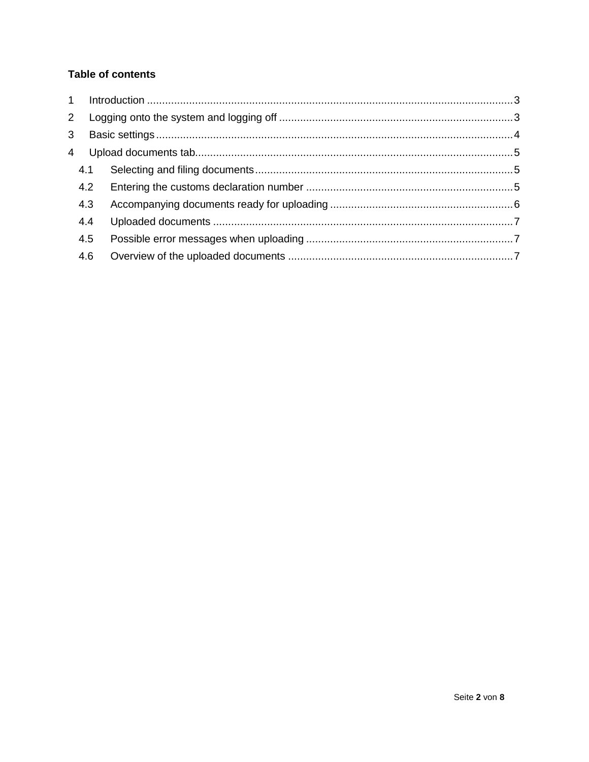**Table of contents**

1 Introduction ..........3
2 Logging onto the system and logging off ..........3
3 Basic settings ..........4
4 Upload documents tab ..........5
 4.1 Selecting and filing documents ..........5
 4.2 Entering the customs declaration number ..........5
 4.3 Accompanying documents ready for uploading ..........6
 4.4 Uploaded documents ..........7
 4.5 Possible error messages when uploading ..........7
 4.6 Overview of the uploaded documents ..........7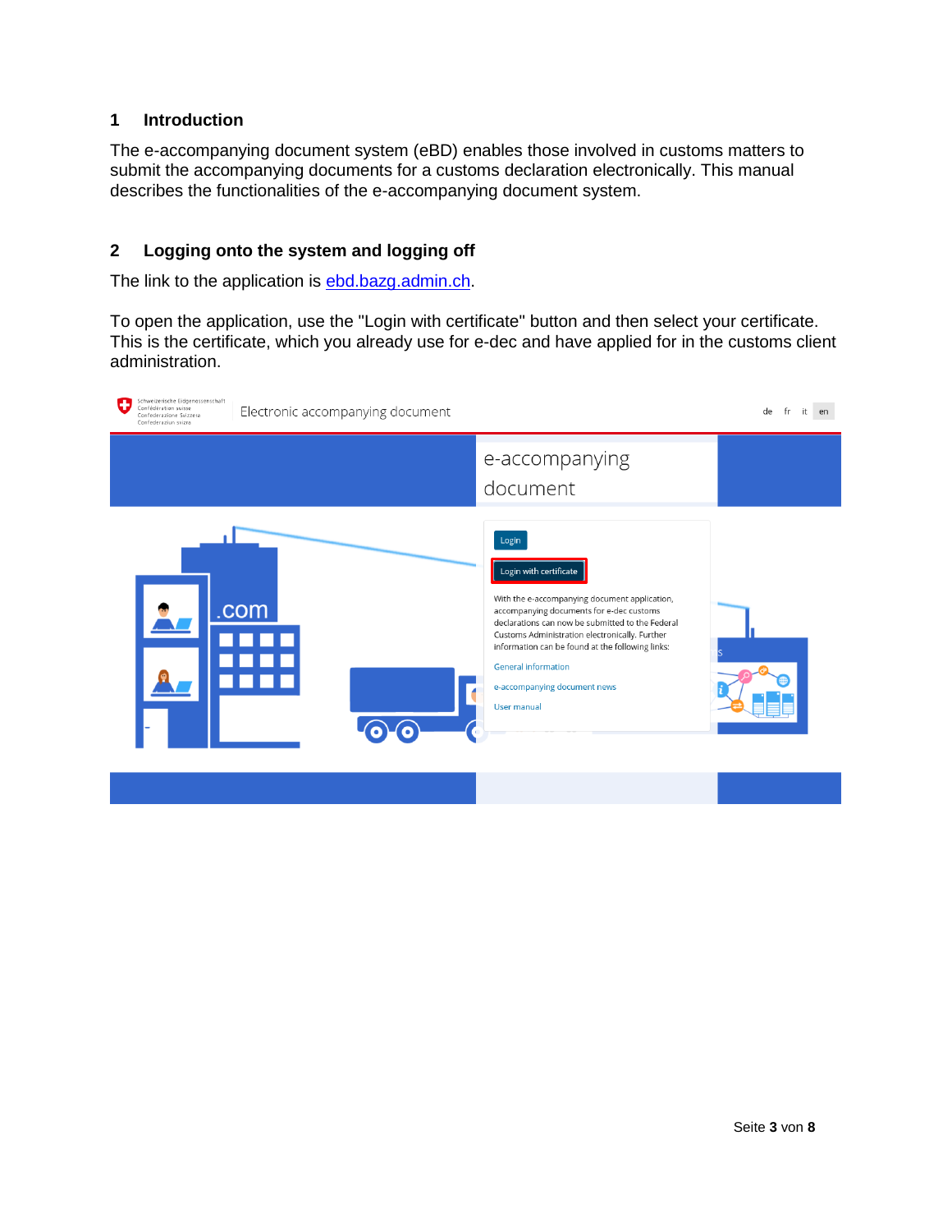# 1 Introduction

The e-accompanying document system (eBD) enables those involved in customs matters to submit the accompanying documents for a customs declaration electronically. This manual describes the functionalities of the e-accompanying document system.

# 2 Logging onto the system and logging off

The link to the application is [ebd.bazg.admin.ch](ebd.bazg.admin.ch).

To open the application, use the "Login with certificate" button and then select your certificate. This is the certificate, which you already use for e-dec and have applied for in the customs client administration.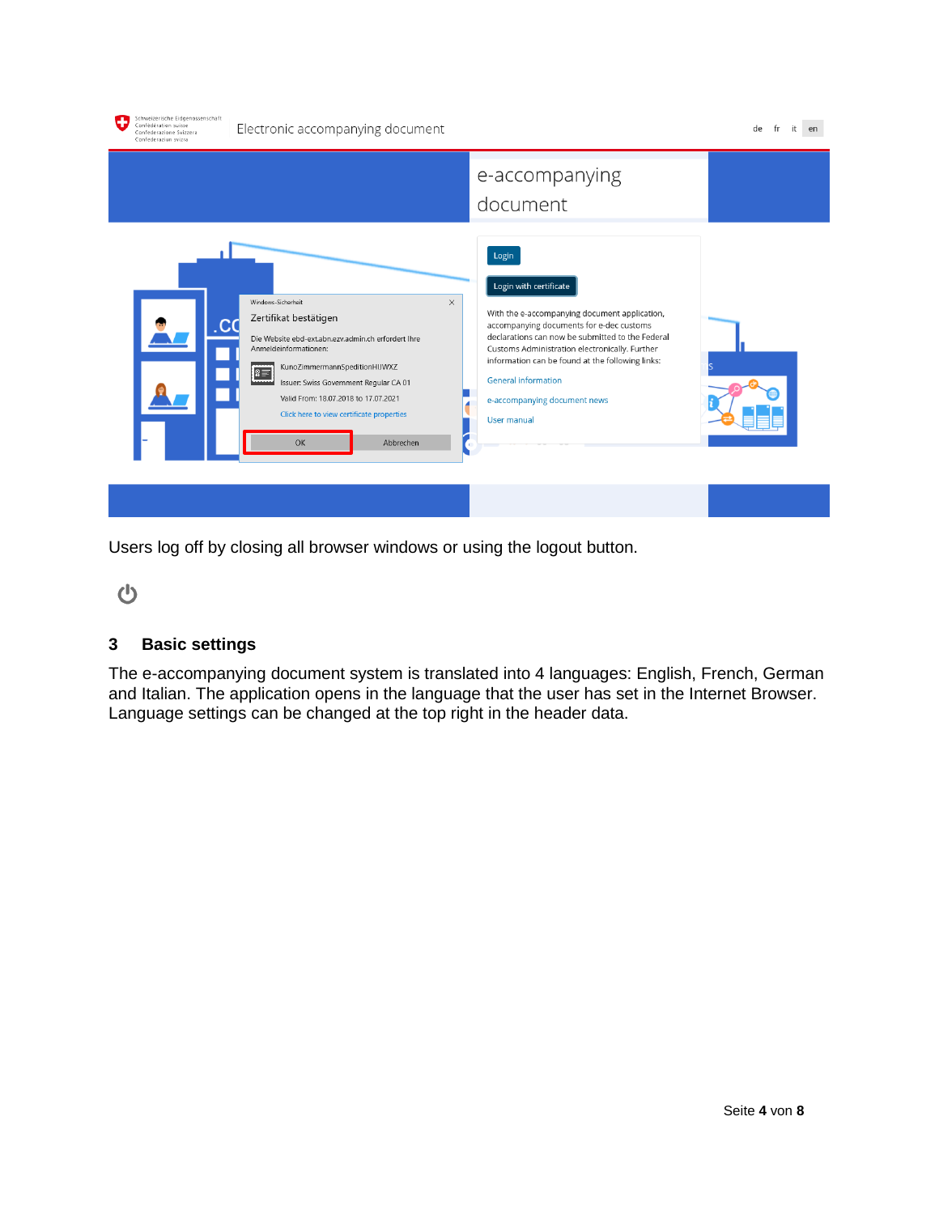Users log off by closing all browser windows or using the logout button.

## 3 Basic settings

The e-accompanying document system is translated into 4 languages: English, French, German and Italian. The application opens in the language that the user has set in the Internet Browser. Language settings can be changed at the top right in the header data.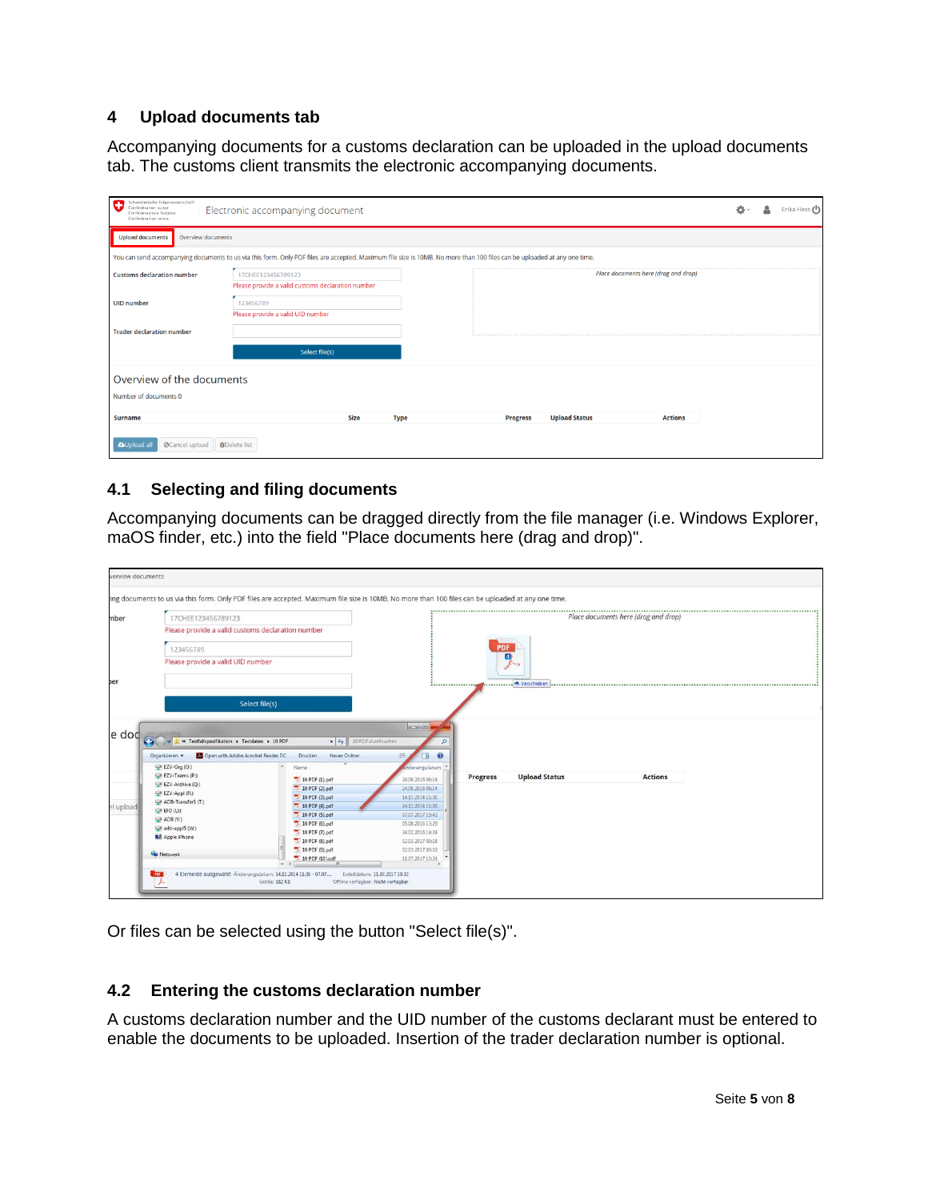## 4 Upload documents tab

Accompanying documents for a customs declaration can be uploaded in the upload documents tab. The customs client transmits the electronic accompanying documents.

### 4.1 Selecting and filing documents

Accompanying documents can be dragged directly from the file manager (i.e. Windows Explorer, maOS finder, etc.) into the field "Place documents here (drag and drop)".

Or files can be selected using the button "Select file(s)".

### 4.2 Entering the customs declaration number

A customs declaration number and the UID number of the customs declarant must be entered to enable the documents to be uploaded. Insertion of the trader declaration number is optional.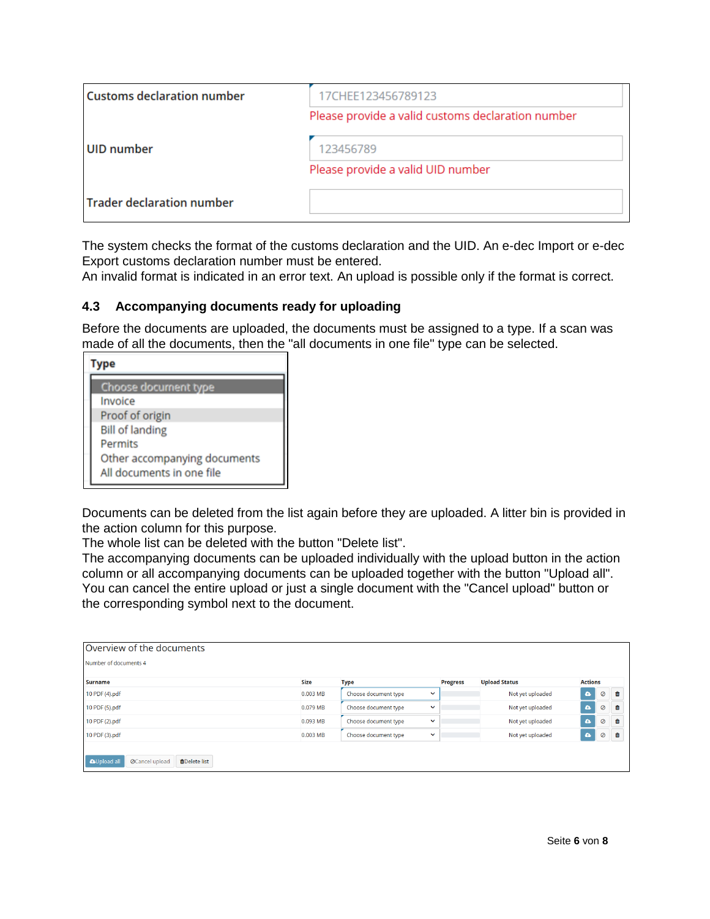| Customs declaration number | 17CHEE123456789123<br>Please provide a valid customs declaration number |
| --- | --- |
| UID number | 123456789<br>Please provide a valid UID number |
| Trader declaration number | |

The system checks the format of the customs declaration and the UID. An e-dec Import or e-dec Export customs declaration number must be entered.
An invalid format is indicated in an error text. An upload is possible only if the format is correct.

### 4.3 Accompanying documents ready for uploading

Before the documents are uploaded, the documents must be assigned to a type. If a scan was made of all the documents, then the "all documents in one file" type can be selected.

| Type |
| --- |
| Choose document type |
| Invoice |
| Proof of origin |
| Bill of landing |
| Permits |
| Other accompanying documents |
| All documents in one file |

Documents can be deleted from the list again before they are uploaded. A litter bin is provided in the action column for this purpose.
The whole list can be deleted with the button "Delete list".
The accompanying documents can be uploaded individually with the upload button in the action column or all accompanying documents can be uploaded together with the button "Upload all".
You can cancel the entire upload or just a single document with the "Cancel upload" button or the corresponding symbol next to the document.

Overview of the documents

Number of documents 4

| Surname | Size | Type | Progress | Upload Status | Actions |
| --- | --- | --- | --- | --- | --- |
| 10 PDF (4).pdf | 0.003 MB | Choose document type | | Not yet uploaded | |
| 10 PDF (5).pdf | 0.079 MB | Choose document type | | Not yet uploaded | |
| 10 PDF (2).pdf | 0.093 MB | Choose document type | | Not yet uploaded | |
| 10 PDF (3).pdf | 0.003 MB | Choose document type | | Not yet uploaded | |

Upload all | Cancel upload | Delete list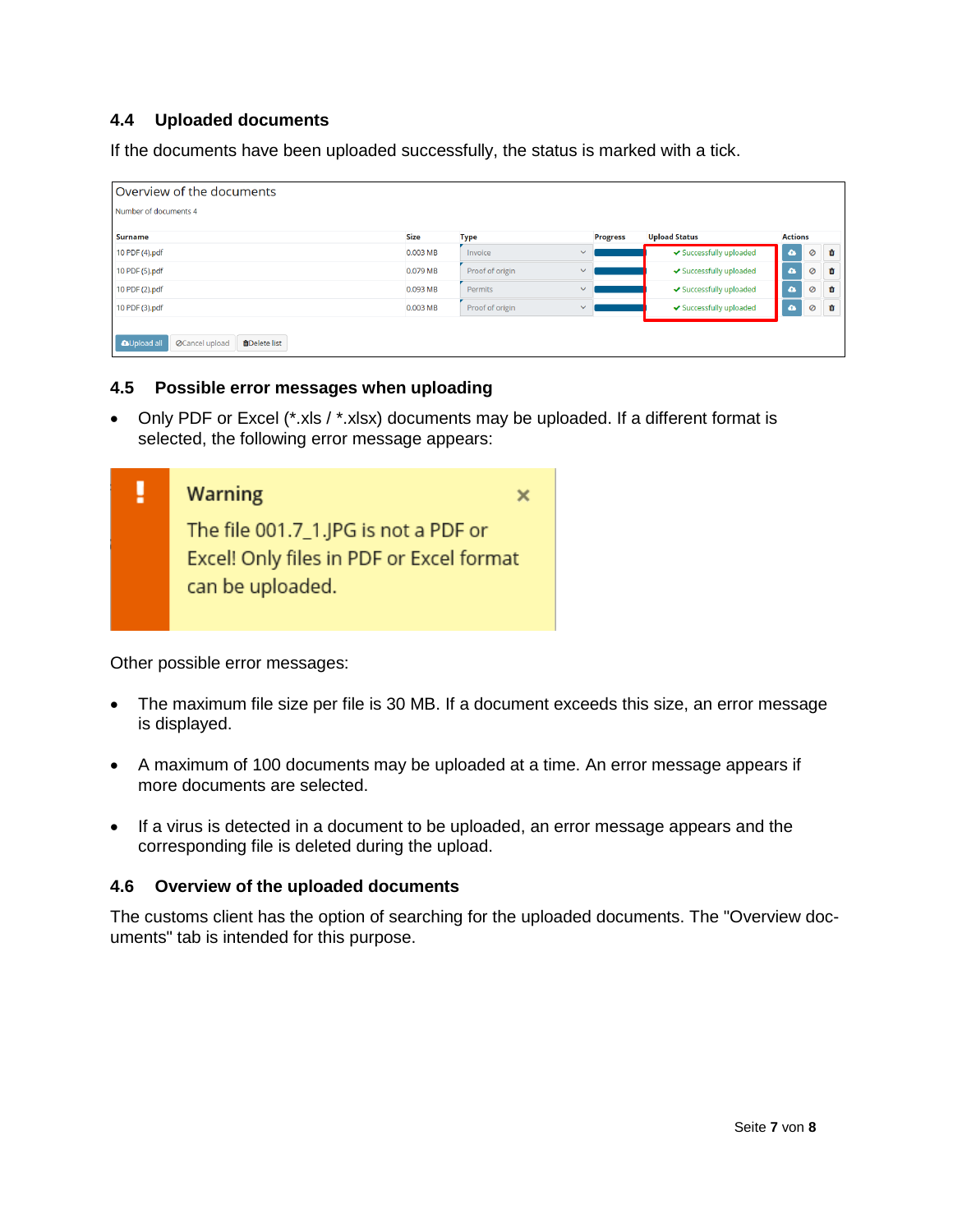### 4.4 Uploaded documents

If the documents have been uploaded successfully, the status is marked with a tick.

Overview of the documents

Number of documents 4

| Surname | Size | Type | Progress | Upload Status | Actions |
|---|---|---|---|---|---|
| 10 PDF (4).pdf | 0.003 MB | Invoice | | ✔ Successfully uploaded | |
| 10 PDF (5).pdf | 0.079 MB | Proof of origin | | ✔ Successfully uploaded | |
| 10 PDF (2).pdf | 0.093 MB | Permits | | ✔ Successfully uploaded | |
| 10 PDF (3).pdf | 0.003 MB | Proof of origin | | ✔ Successfully uploaded | |

Upload all | Cancel upload | Delete list

### 4.5 Possible error messages when uploading

- Only PDF or Excel (*.xls / *.xlsx) documents may be uploaded. If a different format is selected, the following error message appears:

> **Warning**
>
> The file 001.7_1.JPG is not a PDF or Excel! Only files in PDF or Excel format can be uploaded.

Other possible error messages:

- The maximum file size per file is 30 MB. If a document exceeds this size, an error message is displayed.
- A maximum of 100 documents may be uploaded at a time. An error message appears if more documents are selected.
- If a virus is detected in a document to be uploaded, an error message appears and the corresponding file is deleted during the upload.

### 4.6 Overview of the uploaded documents

The customs client has the option of searching for the uploaded documents. The "Overview documents" tab is intended for this purpose.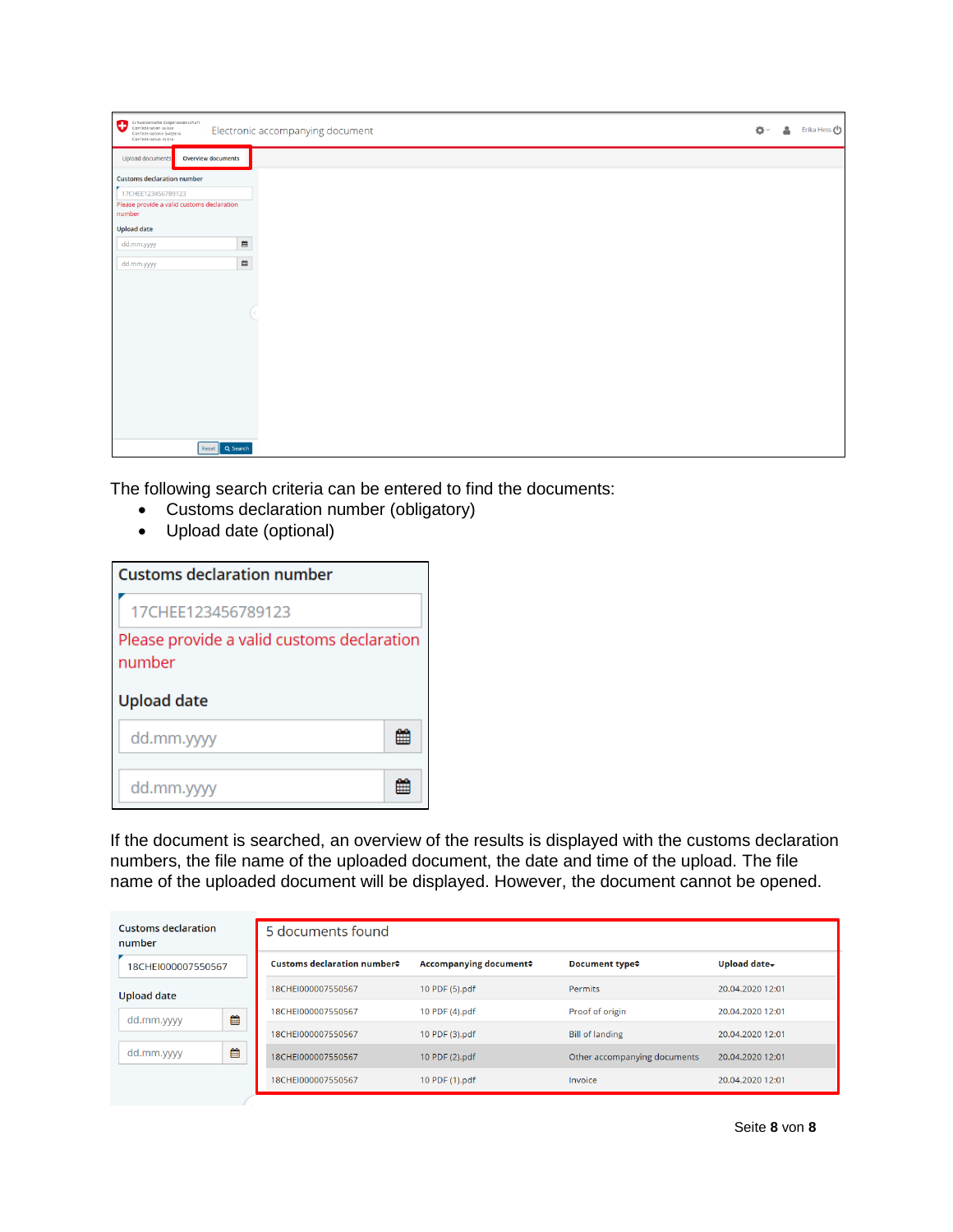The following search criteria can be entered to find the documents:

- Customs declaration number (obligatory)
- Upload date (optional)

If the document is searched, an overview of the results is displayed with the customs declaration numbers, the file name of the uploaded document, the date and time of the upload. The file name of the uploaded document will be displayed. However, the document cannot be opened.